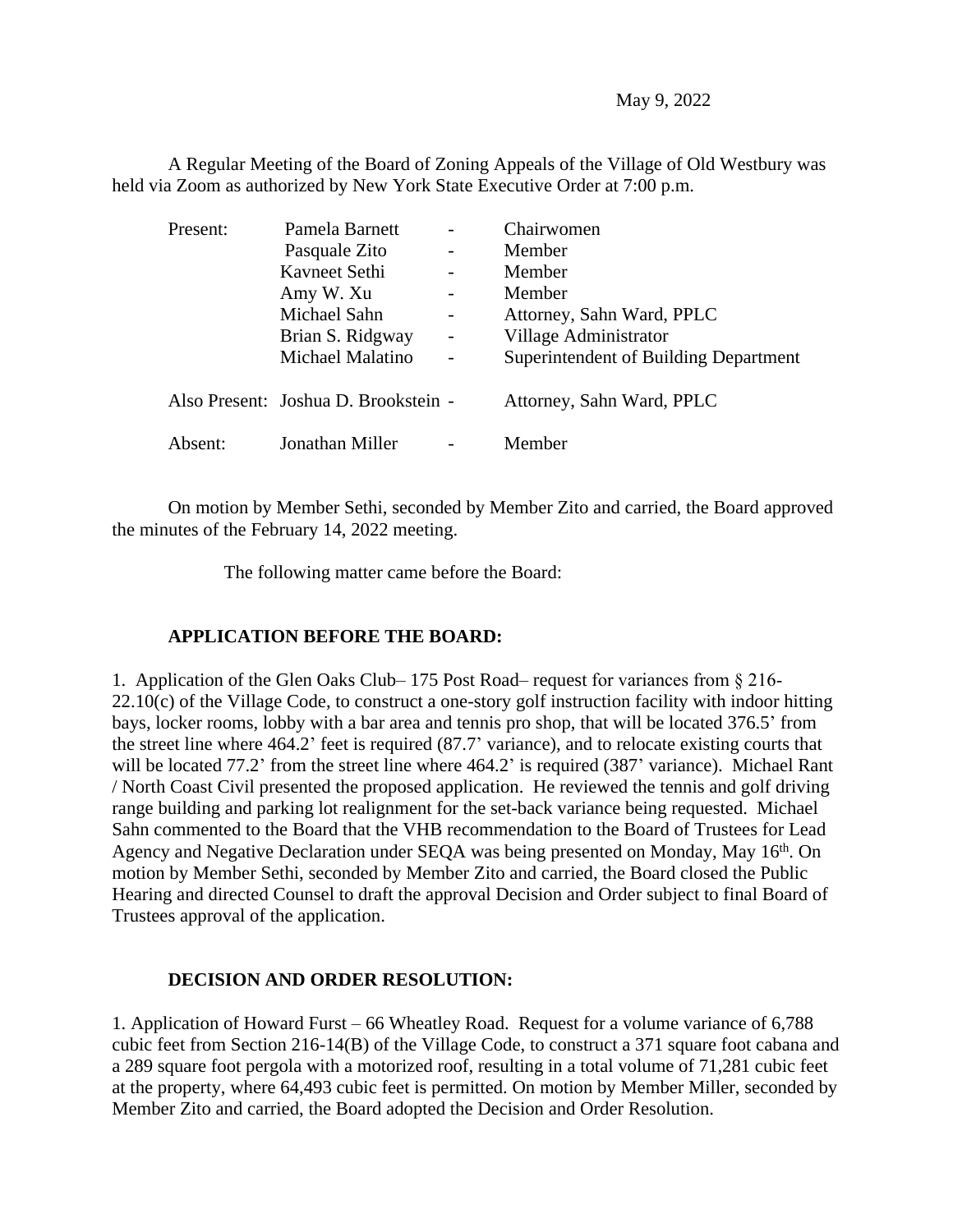May 9, 2022

A Regular Meeting of the Board of Zoning Appeals of the Village of Old Westbury was held via Zoom as authorized by New York State Executive Order at 7:00 p.m.

| | | | |
|---|---|---|---|
| Present: | Pamela Barnett | - | Chairwomen |
| | Pasquale Zito | - | Member |
| | Kavneet Sethi | - | Member |
| | Amy W. Xu | - | Member |
| | Michael Sahn | - | Attorney, Sahn Ward, PPLC |
| | Brian S. Ridgway | - | Village Administrator |
| | Michael Malatino | - | Superintendent of Building Department |
| Also Present: | Joshua D. Brookstein | - | Attorney, Sahn Ward, PPLC |
| Absent: | Jonathan Miller | - | Member |

On motion by Member Sethi, seconded by Member Zito and carried, the Board approved the minutes of the February 14, 2022 meeting.

The following matter came before the Board:

**APPLICATION BEFORE THE BOARD:**

1. Application of the Glen Oaks Club– 175 Post Road– request for variances from § 216-22.10(c) of the Village Code, to construct a one-story golf instruction facility with indoor hitting bays, locker rooms, lobby with a bar area and tennis pro shop, that will be located 376.5' from the street line where 464.2' feet is required (87.7' variance), and to relocate existing courts that will be located 77.2' from the street line where 464.2' is required (387' variance). Michael Rant / North Coast Civil presented the proposed application. He reviewed the tennis and golf driving range building and parking lot realignment for the set-back variance being requested. Michael Sahn commented to the Board that the VHB recommendation to the Board of Trustees for Lead Agency and Negative Declaration under SEQA was being presented on Monday, May 16th. On motion by Member Sethi, seconded by Member Zito and carried, the Board closed the Public Hearing and directed Counsel to draft the approval Decision and Order subject to final Board of Trustees approval of the application.

**DECISION AND ORDER RESOLUTION:**

1. Application of Howard Furst – 66 Wheatley Road. Request for a volume variance of 6,788 cubic feet from Section 216-14(B) of the Village Code, to construct a 371 square foot cabana and a 289 square foot pergola with a motorized roof, resulting in a total volume of 71,281 cubic feet at the property, where 64,493 cubic feet is permitted. On motion by Member Miller, seconded by Member Zito and carried, the Board adopted the Decision and Order Resolution.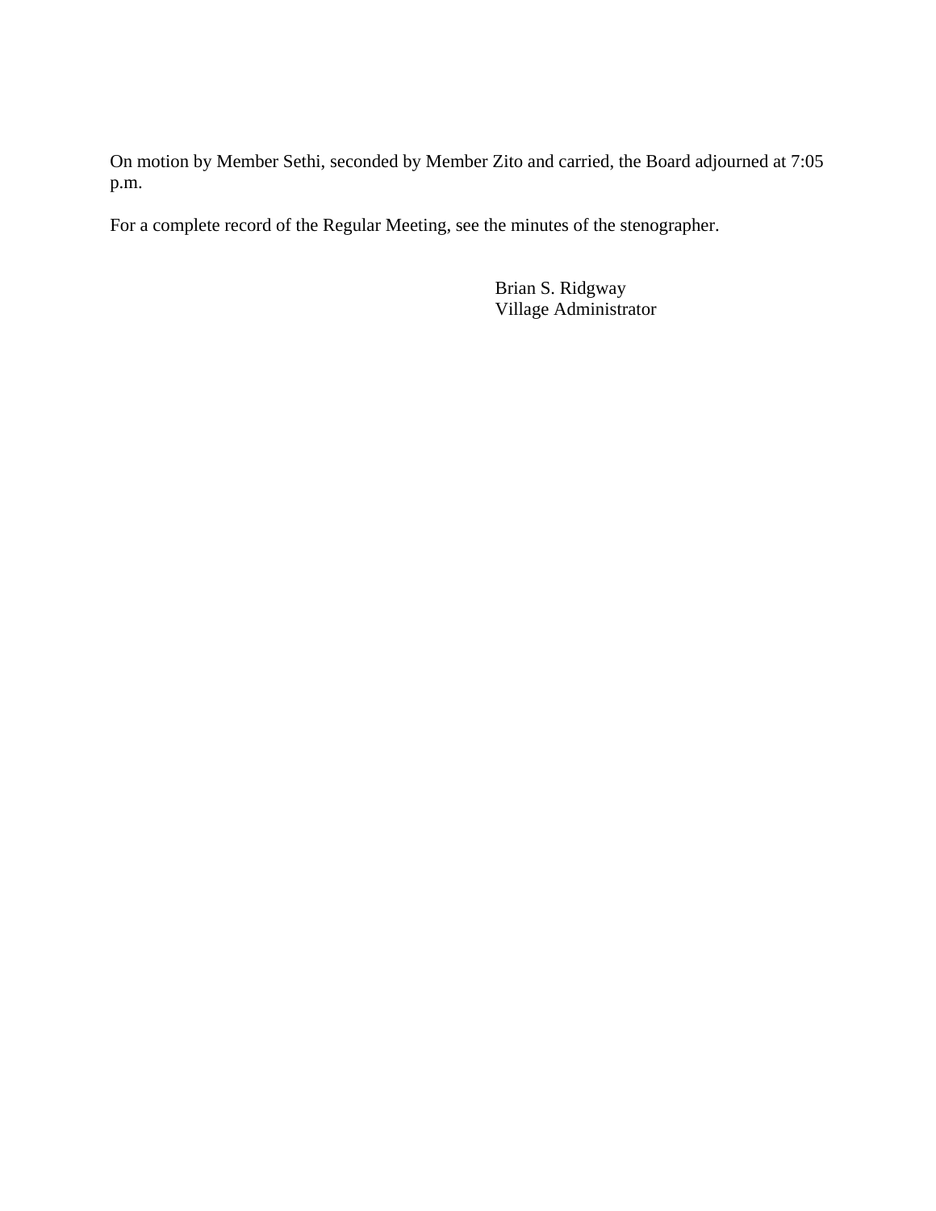On motion by Member Sethi, seconded by Member Zito and carried, the Board adjourned at 7:05 p.m.

For a complete record of the Regular Meeting, see the minutes of the stenographer.

Brian S. Ridgway
Village Administrator